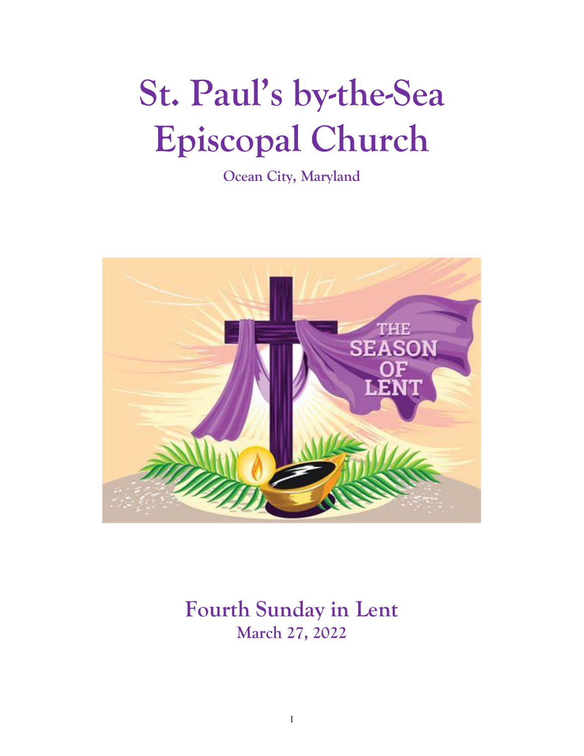# St. Paul's by-the-Sea Episcopal Church

**Ocean City, Maryland**

## Fourth Sunday in Lent

**March 27, 2022**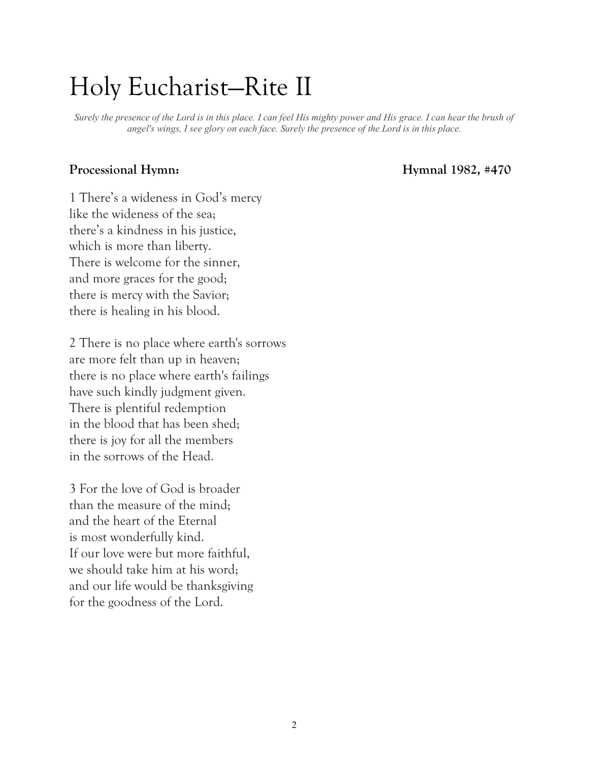# Holy Eucharist—Rite II

*Surely the presence of the Lord is in this place. I can feel His mighty power and His grace. I can hear the brush of angel's wings, I see glory on each face. Surely the presence of the Lord is in this place.*

**Processional Hymn:** **Hymnal 1982, #470**

1 There's a wideness in God's mercy
like the wideness of the sea;
there's a kindness in his justice,
which is more than liberty.
There is welcome for the sinner,
and more graces for the good;
there is mercy with the Savior;
there is healing in his blood.

2 There is no place where earth's sorrows
are more felt than up in heaven;
there is no place where earth's failings
have such kindly judgment given.
There is plentiful redemption
in the blood that has been shed;
there is joy for all the members
in the sorrows of the Head.

3 For the love of God is broader
than the measure of the mind;
and the heart of the Eternal
is most wonderfully kind.
If our love were but more faithful,
we should take him at his word;
and our life would be thanksgiving
for the goodness of the Lord.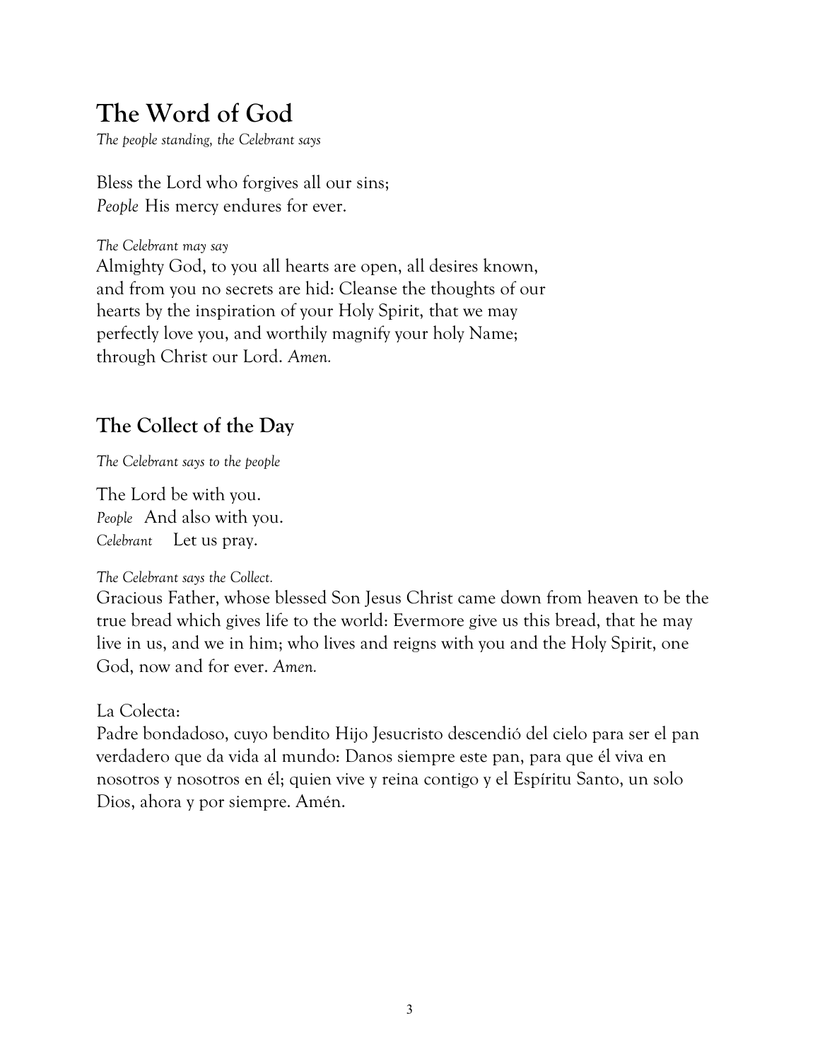# The Word of God

*The people standing, the Celebrant says*

Bless the Lord who forgives all our sins;
*People* His mercy endures for ever.

*The Celebrant may say*
Almighty God, to you all hearts are open, all desires known, and from you no secrets are hid: Cleanse the thoughts of our hearts by the inspiration of your Holy Spirit, that we may perfectly love you, and worthily magnify your holy Name; through Christ our Lord. *Amen.*

## The Collect of the Day

*The Celebrant says to the people*

The Lord be with you.
*People* And also with you.
*Celebrant* Let us pray.

*The Celebrant says the Collect.*
Gracious Father, whose blessed Son Jesus Christ came down from heaven to be the true bread which gives life to the world: Evermore give us this bread, that he may live in us, and we in him; who lives and reigns with you and the Holy Spirit, one God, now and for ever. *Amen.*

La Colecta:
Padre bondadoso, cuyo bendito Hijo Jesucristo descendió del cielo para ser el pan verdadero que da vida al mundo: Danos siempre este pan, para que él viva en nosotros y nosotros en él; quien vive y reina contigo y el Espíritu Santo, un solo Dios, ahora y por siempre. Amén.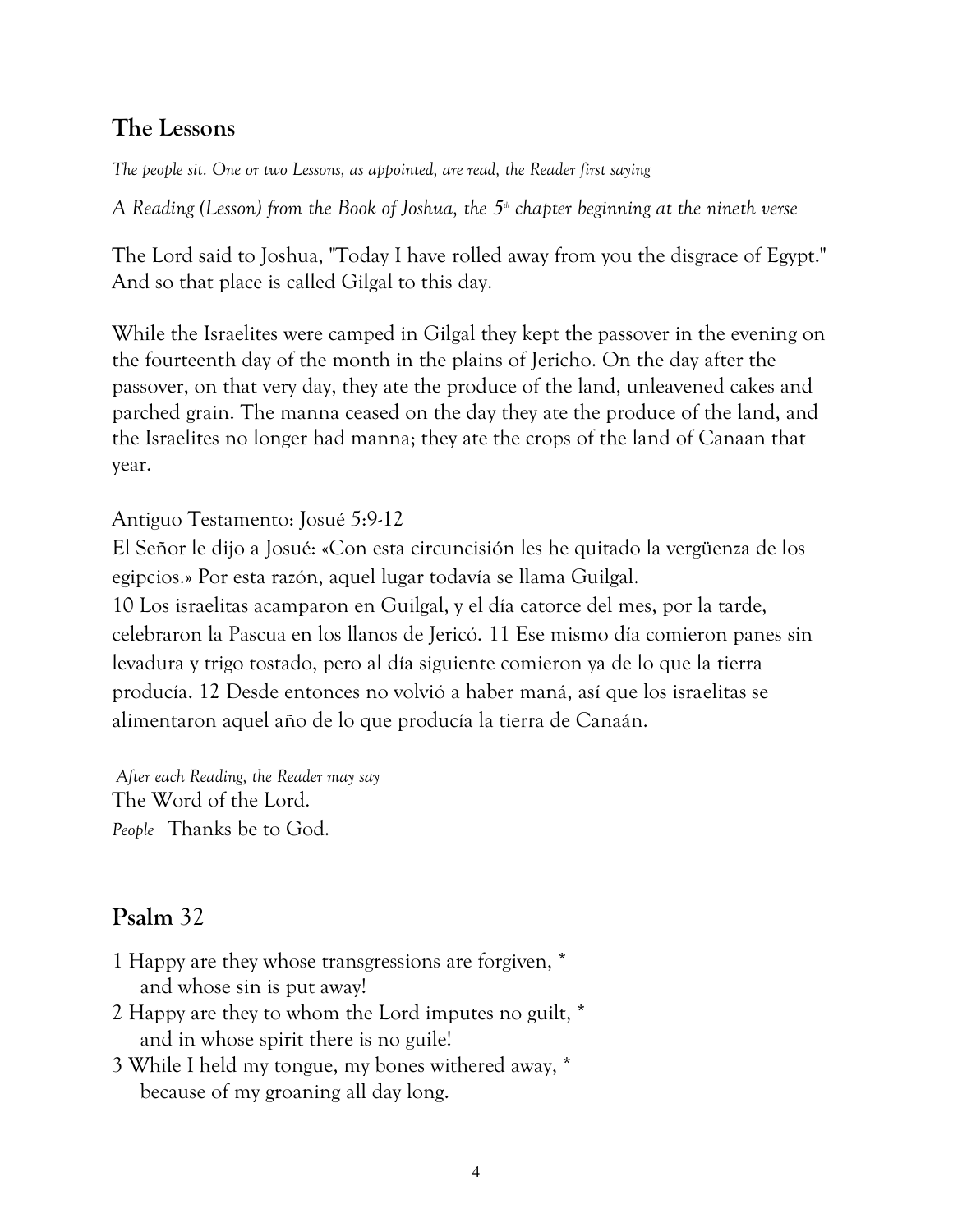## The Lessons

*The people sit. One or two Lessons, as appointed, are read, the Reader first saying*

*A Reading (Lesson) from the Book of Joshua, the 5th chapter beginning at the nineth verse*

The Lord said to Joshua, "Today I have rolled away from you the disgrace of Egypt." And so that place is called Gilgal to this day.

While the Israelites were camped in Gilgal they kept the passover in the evening on the fourteenth day of the month in the plains of Jericho. On the day after the passover, on that very day, they ate the produce of the land, unleavened cakes and parched grain. The manna ceased on the day they ate the produce of the land, and the Israelites no longer had manna; they ate the crops of the land of Canaan that year.

Antiguo Testamento: Josué 5:9-12
El Señor le dijo a Josué: «Con esta circuncisión les he quitado la vergüenza de los egipcios.» Por esta razón, aquel lugar todavía se llama Guilgal.
10 Los israelitas acamparon en Guilgal, y el día catorce del mes, por la tarde, celebraron la Pascua en los llanos de Jericó. 11 Ese mismo día comieron panes sin levadura y trigo tostado, pero al día siguiente comieron ya de lo que la tierra producía. 12 Desde entonces no volvió a haber maná, así que los israelitas se alimentaron aquel año de lo que producía la tierra de Canaán.

*After each Reading, the Reader may say*
The Word of the Lord.
*People* Thanks be to God.

## Psalm 32

1 Happy are they whose transgressions are forgiven, *
 and whose sin is put away!
2 Happy are they to whom the Lord imputes no guilt, *
 and in whose spirit there is no guile!
3 While I held my tongue, my bones withered away, *
 because of my groaning all day long.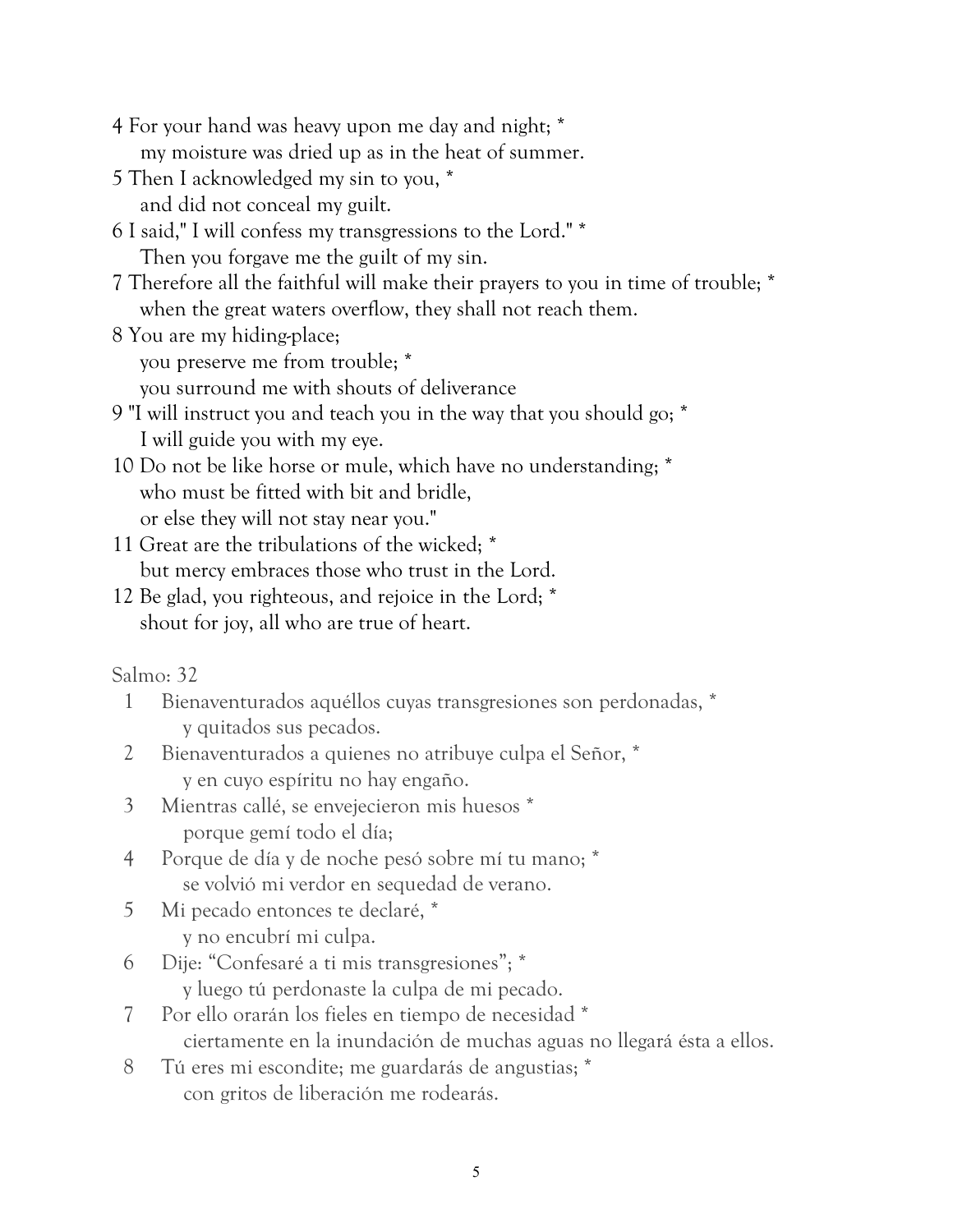4 For your hand was heavy upon me day and night; *
  my moisture was dried up as in the heat of summer.

5 Then I acknowledged my sin to you, *
  and did not conceal my guilt.

6 I said," I will confess my transgressions to the Lord." *
  Then you forgave me the guilt of my sin.

7 Therefore all the faithful will make their prayers to you in time of trouble; *
  when the great waters overflow, they shall not reach them.

8 You are my hiding-place;
  you preserve me from trouble; *
  you surround me with shouts of deliverance

9 "I will instruct you and teach you in the way that you should go; *
  I will guide you with my eye.

10 Do not be like horse or mule, which have no understanding; *
  who must be fitted with bit and bridle,
  or else they will not stay near you."

11 Great are the tribulations of the wicked; *
  but mercy embraces those who trust in the Lord.

12 Be glad, you righteous, and rejoice in the Lord; *
  shout for joy, all who are true of heart.

Salmo: 32

1 Bienaventurados aquéllos cuyas transgresiones son perdonadas, *
  y quitados sus pecados.

2 Bienaventurados a quienes no atribuye culpa el Señor, *
  y en cuyo espíritu no hay engaño.

3 Mientras callé, se envejecieron mis huesos *
  porque gemí todo el día;

4 Porque de día y de noche pesó sobre mí tu mano; *
  se volvió mi verdor en sequedad de verano.

5 Mi pecado entonces te declaré, *
  y no encubrí mi culpa.

6 Dije: "Confesaré a ti mis transgresiones"; *
  y luego tú perdonaste la culpa de mi pecado.

7 Por ello orarán los fieles en tiempo de necesidad *
  ciertamente en la inundación de muchas aguas no llegará ésta a ellos.

8 Tú eres mi escondite; me guardarás de angustias; *
  con gritos de liberación me rodearás.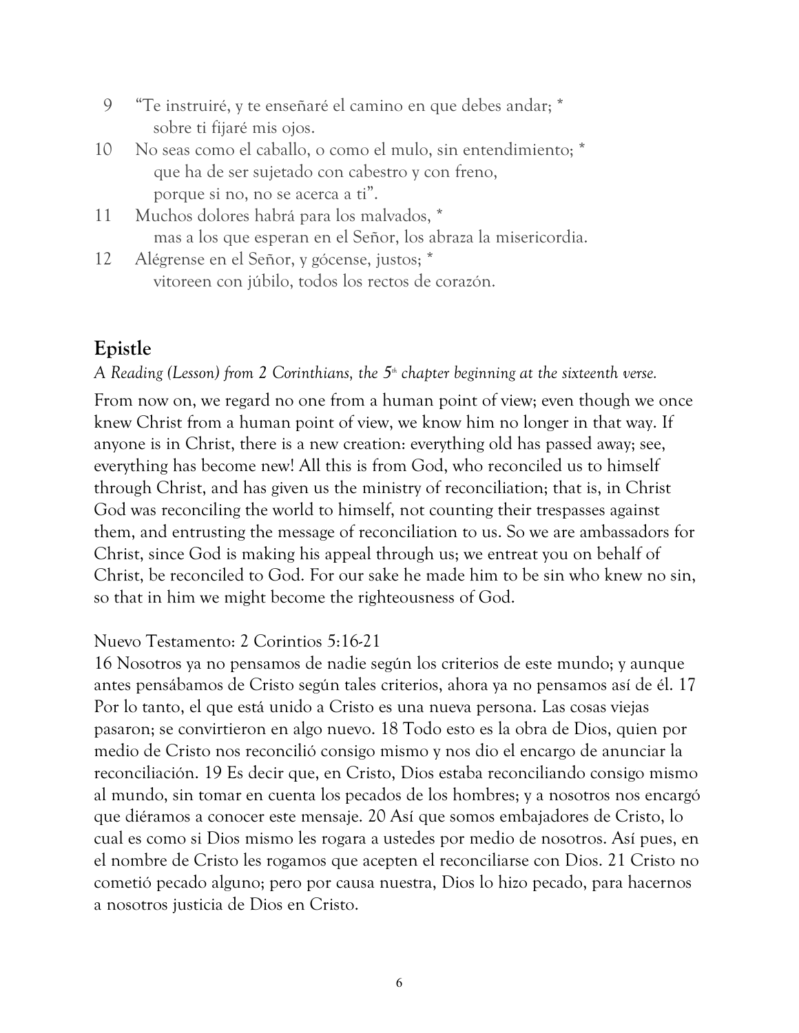9 “Te instruiré, y te enseñaré el camino en que debes andar; *
   sobre ti fijaré mis ojos.

10 No seas como el caballo, o como el mulo, sin entendimiento; *
   que ha de ser sujetado con cabestro y con freno,
   porque si no, no se acerca a ti”.

11 Muchos dolores habrá para los malvados, *
   mas a los que esperan en el Señor, los abraza la misericordia.

12 Alégrense en el Señor, y gócense, justos; *
   vitoreen con júbilo, todos los rectos de corazón.

## Epistle

*A Reading (Lesson) from 2 Corinthians, the 5th chapter beginning at the sixteenth verse.*

From now on, we regard no one from a human point of view; even though we once knew Christ from a human point of view, we know him no longer in that way. If anyone is in Christ, there is a new creation: everything old has passed away; see, everything has become new! All this is from God, who reconciled us to himself through Christ, and has given us the ministry of reconciliation; that is, in Christ God was reconciling the world to himself, not counting their trespasses against them, and entrusting the message of reconciliation to us. So we are ambassadors for Christ, since God is making his appeal through us; we entreat you on behalf of Christ, be reconciled to God. For our sake he made him to be sin who knew no sin, so that in him we might become the righteousness of God.

Nuevo Testamento: 2 Corintios 5:16-21
16 Nosotros ya no pensamos de nadie según los criterios de este mundo; y aunque antes pensábamos de Cristo según tales criterios, ahora ya no pensamos así de él. 17 Por lo tanto, el que está unido a Cristo es una nueva persona. Las cosas viejas pasaron; se convirtieron en algo nuevo. 18 Todo esto es la obra de Dios, quien por medio de Cristo nos reconcilió consigo mismo y nos dio el encargo de anunciar la reconciliación. 19 Es decir que, en Cristo, Dios estaba reconciliando consigo mismo al mundo, sin tomar en cuenta los pecados de los hombres; y a nosotros nos encargó que diéramos a conocer este mensaje. 20 Así que somos embajadores de Cristo, lo cual es como si Dios mismo les rogara a ustedes por medio de nosotros. Así pues, en el nombre de Cristo les rogamos que acepten el reconciliarse con Dios. 21 Cristo no cometió pecado alguno; pero por causa nuestra, Dios lo hizo pecado, para hacernos a nosotros justicia de Dios en Cristo.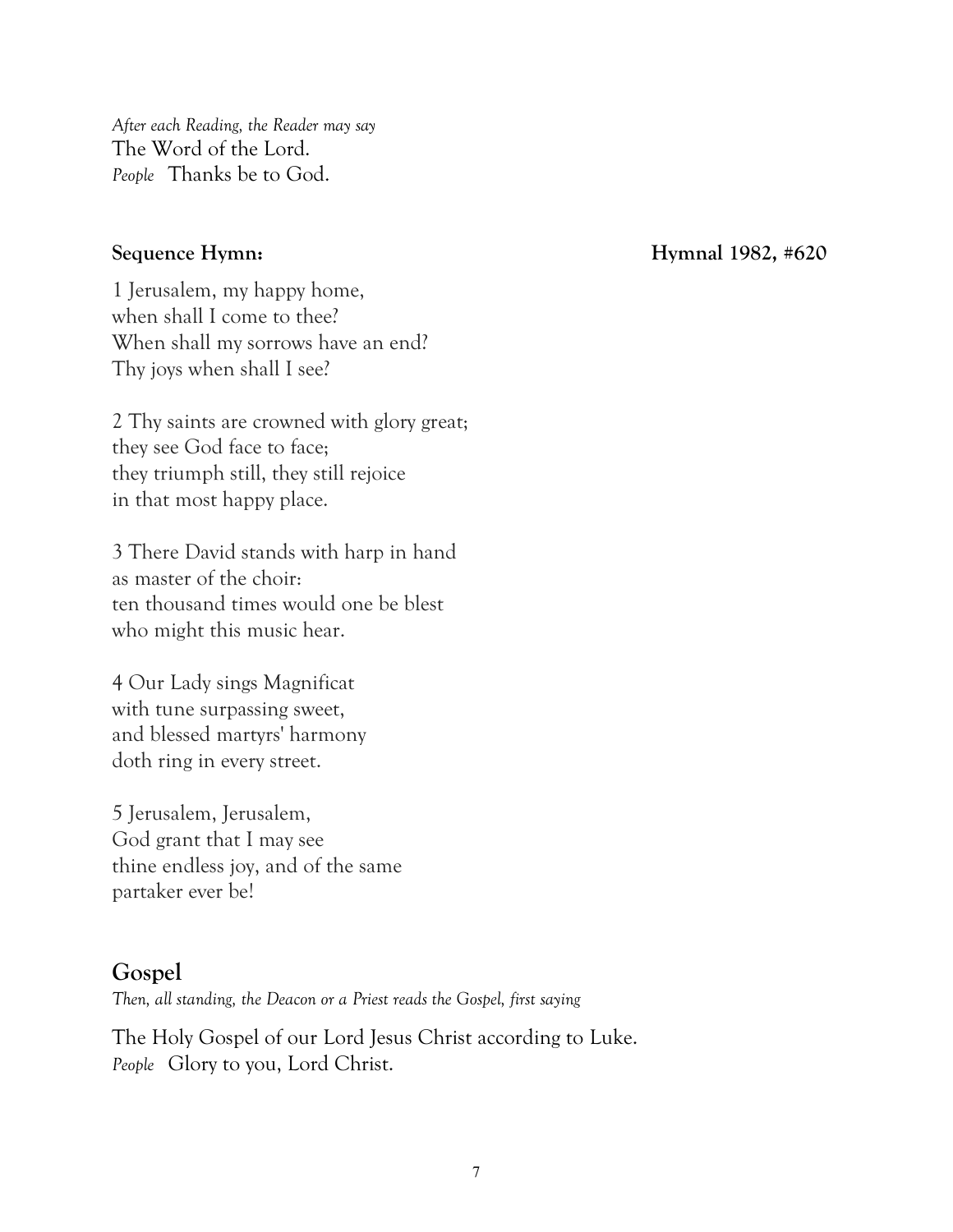*After each Reading, the Reader may say*
The Word of the Lord.
*People* Thanks be to God.

**Sequence Hymn:** **Hymnal 1982, #620**

1 Jerusalem, my happy home,
when shall I come to thee?
When shall my sorrows have an end?
Thy joys when shall I see?

2 Thy saints are crowned with glory great;
they see God face to face;
they triumph still, they still rejoice
in that most happy place.

3 There David stands with harp in hand
as master of the choir:
ten thousand times would one be blest
who might this music hear.

4 Our Lady sings Magnificat
with tune surpassing sweet,
and blessed martyrs' harmony
doth ring in every street.

5 Jerusalem, Jerusalem,
God grant that I may see
thine endless joy, and of the same
partaker ever be!

## Gospel

*Then, all standing, the Deacon or a Priest reads the Gospel, first saying*

The Holy Gospel of our Lord Jesus Christ according to Luke.
*People* Glory to you, Lord Christ.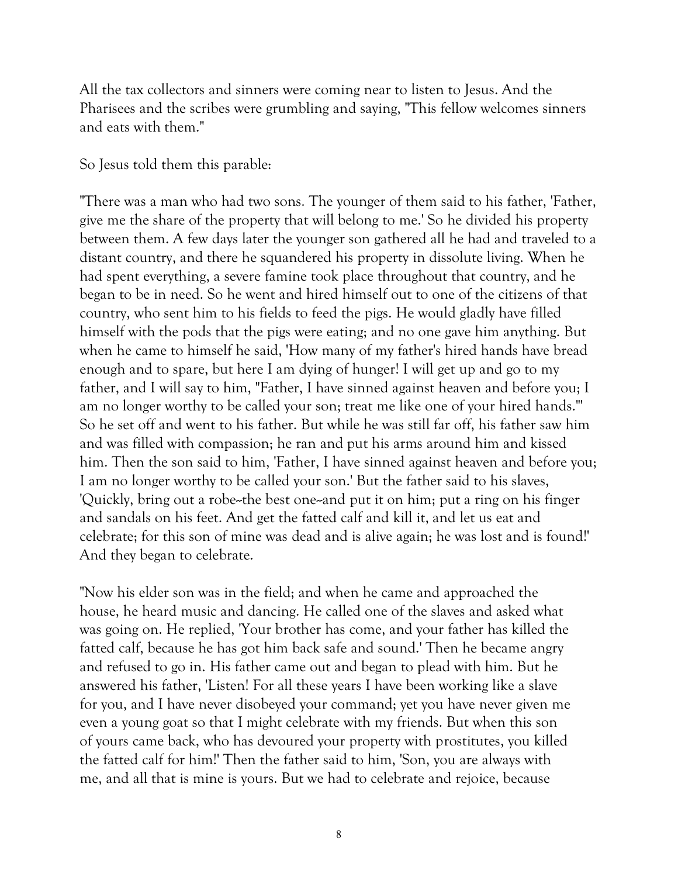All the tax collectors and sinners were coming near to listen to Jesus. And the Pharisees and the scribes were grumbling and saying, "This fellow welcomes sinners and eats with them."

So Jesus told them this parable:

"There was a man who had two sons. The younger of them said to his father, 'Father, give me the share of the property that will belong to me.' So he divided his property between them. A few days later the younger son gathered all he had and traveled to a distant country, and there he squandered his property in dissolute living. When he had spent everything, a severe famine took place throughout that country, and he began to be in need. So he went and hired himself out to one of the citizens of that country, who sent him to his fields to feed the pigs. He would gladly have filled himself with the pods that the pigs were eating; and no one gave him anything. But when he came to himself he said, 'How many of my father's hired hands have bread enough and to spare, but here I am dying of hunger! I will get up and go to my father, and I will say to him, "Father, I have sinned against heaven and before you; I am no longer worthy to be called your son; treat me like one of your hired hands."' So he set off and went to his father. But while he was still far off, his father saw him and was filled with compassion; he ran and put his arms around him and kissed him. Then the son said to him, 'Father, I have sinned against heaven and before you; I am no longer worthy to be called your son.' But the father said to his slaves, 'Quickly, bring out a robe--the best one--and put it on him; put a ring on his finger and sandals on his feet. And get the fatted calf and kill it, and let us eat and celebrate; for this son of mine was dead and is alive again; he was lost and is found!' And they began to celebrate.

"Now his elder son was in the field; and when he came and approached the house, he heard music and dancing. He called one of the slaves and asked what was going on. He replied, 'Your brother has come, and your father has killed the fatted calf, because he has got him back safe and sound.' Then he became angry and refused to go in. His father came out and began to plead with him. But he answered his father, 'Listen! For all these years I have been working like a slave for you, and I have never disobeyed your command; yet you have never given me even a young goat so that I might celebrate with my friends. But when this son of yours came back, who has devoured your property with prostitutes, you killed the fatted calf for him!' Then the father said to him, 'Son, you are always with me, and all that is mine is yours. But we had to celebrate and rejoice, because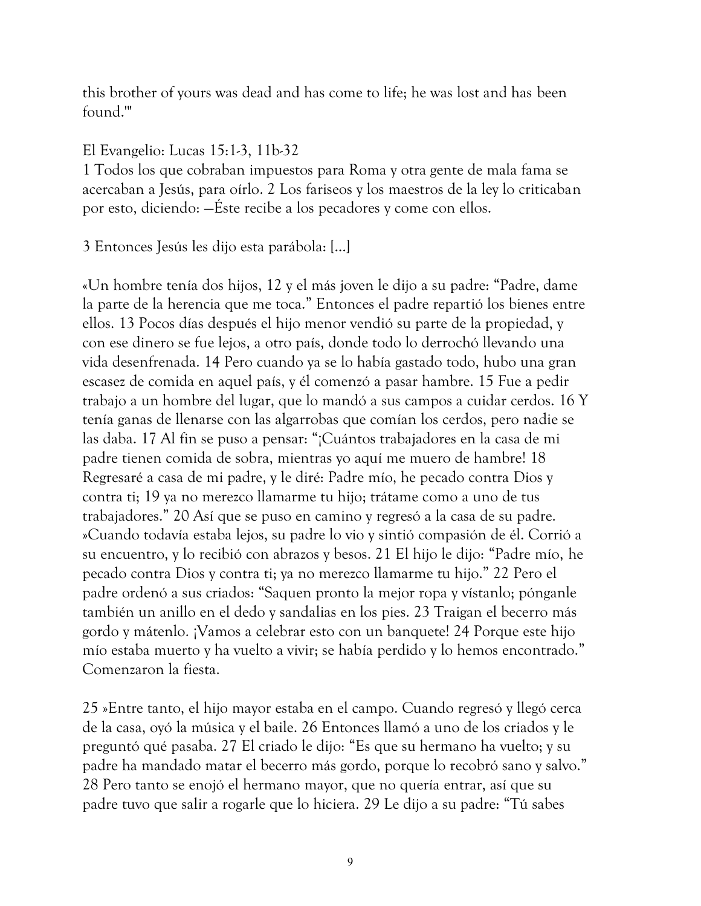this brother of yours was dead and has come to life; he was lost and has been found.'"

El Evangelio: Lucas 15:1-3, 11b-32

1 Todos los que cobraban impuestos para Roma y otra gente de mala fama se acercaban a Jesús, para oírlo. 2 Los fariseos y los maestros de la ley lo criticaban por esto, diciendo: —Éste recibe a los pecadores y come con ellos.

3 Entonces Jesús les dijo esta parábola: [...]

«Un hombre tenía dos hijos, 12 y el más joven le dijo a su padre: "Padre, dame la parte de la herencia que me toca." Entonces el padre repartió los bienes entre ellos. 13 Pocos días después el hijo menor vendió su parte de la propiedad, y con ese dinero se fue lejos, a otro país, donde todo lo derrochó llevando una vida desenfrenada. 14 Pero cuando ya se lo había gastado todo, hubo una gran escasez de comida en aquel país, y él comenzó a pasar hambre. 15 Fue a pedir trabajo a un hombre del lugar, que lo mandó a sus campos a cuidar cerdos. 16 Y tenía ganas de llenarse con las algarrobas que comían los cerdos, pero nadie se las daba. 17 Al fin se puso a pensar: "¡Cuántos trabajadores en la casa de mi padre tienen comida de sobra, mientras yo aquí me muero de hambre! 18 Regresaré a casa de mi padre, y le diré: Padre mío, he pecado contra Dios y contra ti; 19 ya no merezco llamarme tu hijo; trátame como a uno de tus trabajadores." 20 Así que se puso en camino y regresó a la casa de su padre. »Cuando todavía estaba lejos, su padre lo vio y sintió compasión de él. Corrió a su encuentro, y lo recibió con abrazos y besos. 21 El hijo le dijo: "Padre mío, he pecado contra Dios y contra ti; ya no merezco llamarme tu hijo." 22 Pero el padre ordenó a sus criados: "Saquen pronto la mejor ropa y vístanlo; pónganle también un anillo en el dedo y sandalias en los pies. 23 Traigan el becerro más gordo y mátenlo. ¡Vamos a celebrar esto con un banquete! 24 Porque este hijo mío estaba muerto y ha vuelto a vivir; se había perdido y lo hemos encontrado." Comenzaron la fiesta.

25 »Entre tanto, el hijo mayor estaba en el campo. Cuando regresó y llegó cerca de la casa, oyó la música y el baile. 26 Entonces llamó a uno de los criados y le preguntó qué pasaba. 27 El criado le dijo: "Es que su hermano ha vuelto; y su padre ha mandado matar el becerro más gordo, porque lo recobró sano y salvo." 28 Pero tanto se enojó el hermano mayor, que no quería entrar, así que su padre tuvo que salir a rogarle que lo hiciera. 29 Le dijo a su padre: "Tú sabes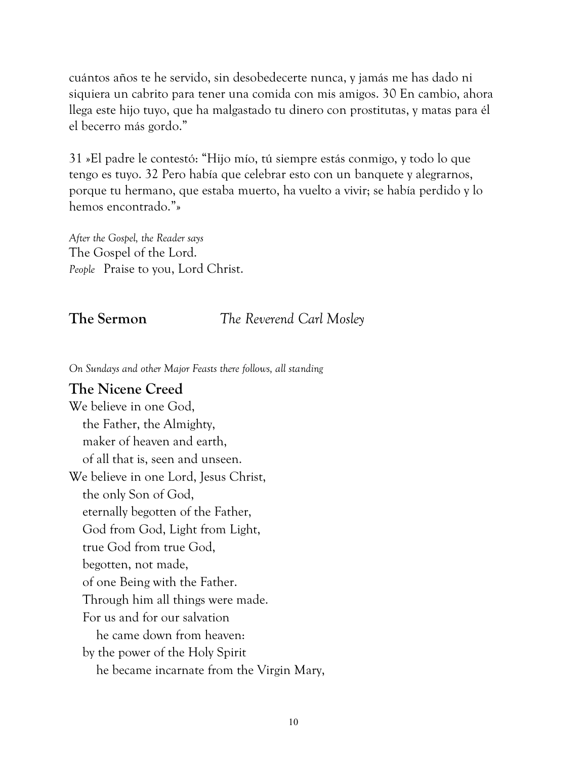cuántos años te he servido, sin desobedecerte nunca, y jamás me has dado ni siquiera un cabrito para tener una comida con mis amigos. 30 En cambio, ahora llega este hijo tuyo, que ha malgastado tu dinero con prostitutas, y matas para él el becerro más gordo."

31 »El padre le contestó: "Hijo mío, tú siempre estás conmigo, y todo lo que tengo es tuyo. 32 Pero había que celebrar esto con un banquete y alegrarnos, porque tu hermano, que estaba muerto, ha vuelto a vivir; se había perdido y lo hemos encontrado."»

*After the Gospel, the Reader says*
The Gospel of the Lord.
*People* Praise to you, Lord Christ.

## The Sermon *The Reverend Carl Mosley*

*On Sundays and other Major Feasts there follows, all standing*

## The Nicene Creed

We believe in one God,
the Father, the Almighty,
maker of heaven and earth,
of all that is, seen and unseen.
We believe in one Lord, Jesus Christ,
the only Son of God,
eternally begotten of the Father,
God from God, Light from Light,
true God from true God,
begotten, not made,
of one Being with the Father.
Through him all things were made.
For us and for our salvation
he came down from heaven:
by the power of the Holy Spirit
he became incarnate from the Virgin Mary,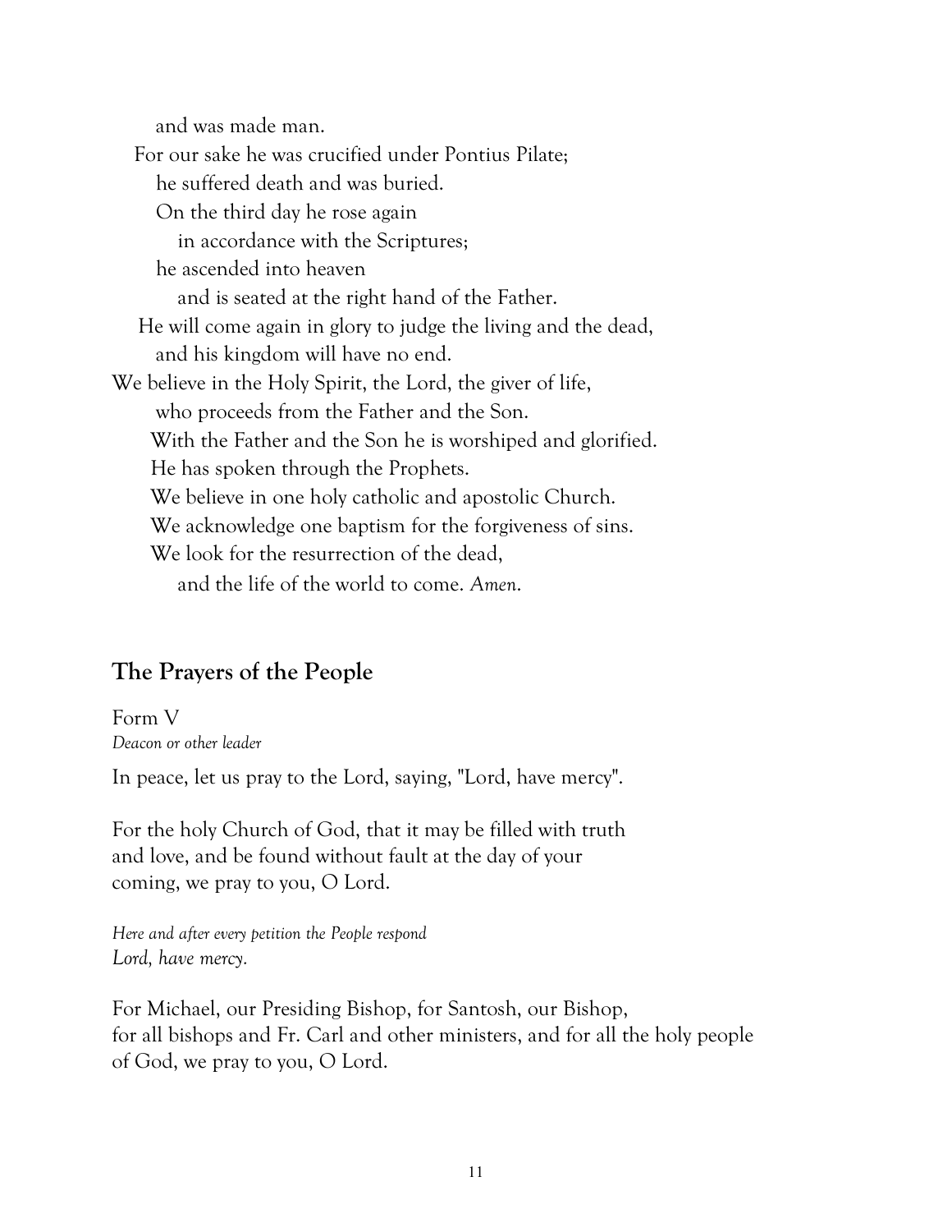and was made man.  
For our sake he was crucified under Pontius Pilate;  
he suffered death and was buried.  
On the third day he rose again  
in accordance with the Scriptures;  
he ascended into heaven  
and is seated at the right hand of the Father.  
He will come again in glory to judge the living and the dead,  
and his kingdom will have no end.  
We believe in the Holy Spirit, the Lord, the giver of life,  
who proceeds from the Father and the Son.  
With the Father and the Son he is worshiped and glorified.  
He has spoken through the Prophets.  
We believe in one holy catholic and apostolic Church.  
We acknowledge one baptism for the forgiveness of sins.  
We look for the resurrection of the dead,  
and the life of the world to come. *Amen*.

## The Prayers of the People

Form V  
*Deacon or other leader*

In peace, let us pray to the Lord, saying, "Lord, have mercy".

For the holy Church of God, that it may be filled with truth and love, and be found without fault at the day of your coming, we pray to you, O Lord.

*Here and after every petition the People respond*  
*Lord, have mercy.*

For Michael, our Presiding Bishop, for Santosh, our Bishop, for all bishops and Fr. Carl and other ministers, and for all the holy people of God, we pray to you, O Lord.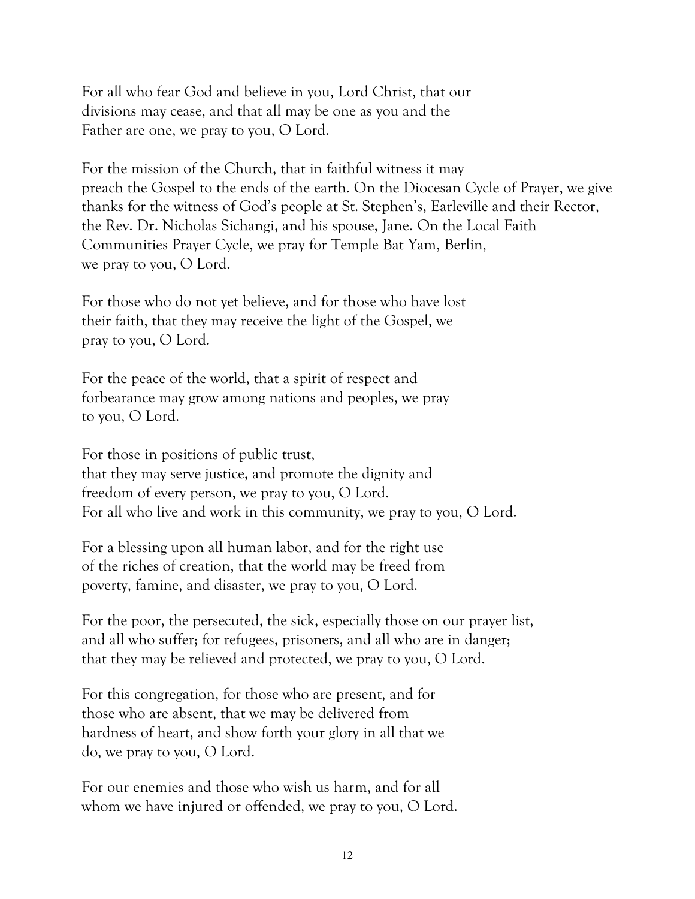For all who fear God and believe in you, Lord Christ, that our divisions may cease, and that all may be one as you and the Father are one, we pray to you, O Lord.

For the mission of the Church, that in faithful witness it may preach the Gospel to the ends of the earth. On the Diocesan Cycle of Prayer, we give thanks for the witness of God's people at St. Stephen's, Earleville and their Rector, the Rev. Dr. Nicholas Sichangi, and his spouse, Jane. On the Local Faith Communities Prayer Cycle, we pray for Temple Bat Yam, Berlin, we pray to you, O Lord.

For those who do not yet believe, and for those who have lost their faith, that they may receive the light of the Gospel, we pray to you, O Lord.

For the peace of the world, that a spirit of respect and forbearance may grow among nations and peoples, we pray to you, O Lord.

For those in positions of public trust, that they may serve justice, and promote the dignity and freedom of every person, we pray to you, O Lord.
For all who live and work in this community, we pray to you, O Lord.

For a blessing upon all human labor, and for the right use of the riches of creation, that the world may be freed from poverty, famine, and disaster, we pray to you, O Lord.

For the poor, the persecuted, the sick, especially those on our prayer list, and all who suffer; for refugees, prisoners, and all who are in danger; that they may be relieved and protected, we pray to you, O Lord.

For this congregation, for those who are present, and for those who are absent, that we may be delivered from hardness of heart, and show forth your glory in all that we do, we pray to you, O Lord.

For our enemies and those who wish us harm, and for all whom we have injured or offended, we pray to you, O Lord.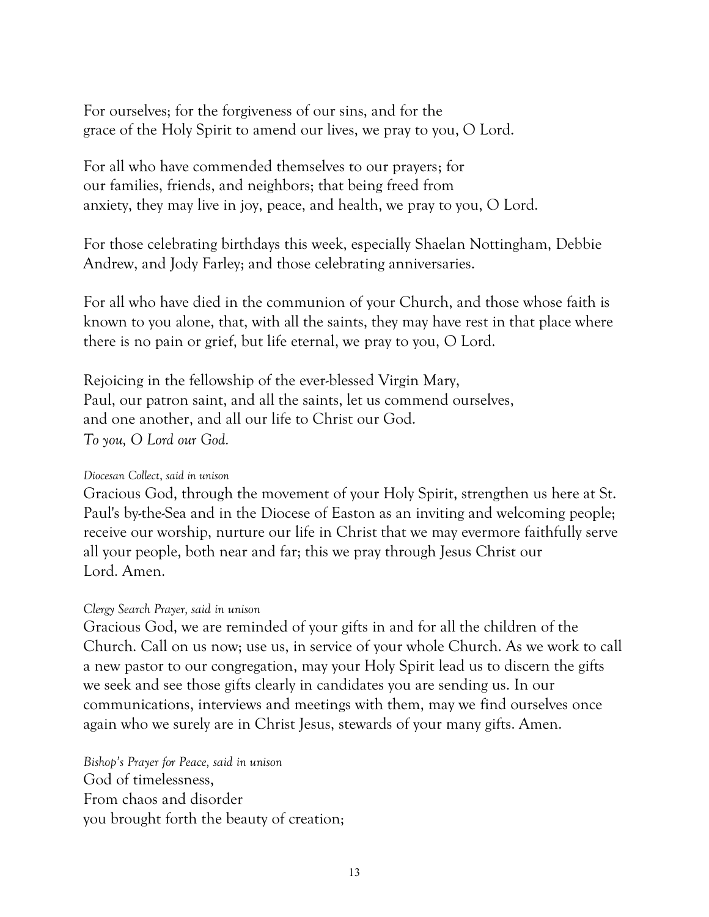For ourselves; for the forgiveness of our sins, and for the grace of the Holy Spirit to amend our lives, we pray to you, O Lord.

For all who have commended themselves to our prayers; for our families, friends, and neighbors; that being freed from anxiety, they may live in joy, peace, and health, we pray to you, O Lord.

For those celebrating birthdays this week, especially Shaelan Nottingham, Debbie Andrew, and Jody Farley; and those celebrating anniversaries.

For all who have died in the communion of your Church, and those whose faith is known to you alone, that, with all the saints, they may have rest in that place where there is no pain or grief, but life eternal, we pray to you, O Lord.

Rejoicing in the fellowship of the ever-blessed Virgin Mary, Paul, our patron saint, and all the saints, let us commend ourselves, and one another, and all our life to Christ our God.
*To you, O Lord our God.*

*Diocesan Collect, said in unison*
Gracious God, through the movement of your Holy Spirit, strengthen us here at St. Paul's by-the-Sea and in the Diocese of Easton as an inviting and welcoming people; receive our worship, nurture our life in Christ that we may evermore faithfully serve all your people, both near and far; this we pray through Jesus Christ our Lord. Amen.

*Clergy Search Prayer, said in unison*
Gracious God, we are reminded of your gifts in and for all the children of the Church. Call on us now; use us, in service of your whole Church. As we work to call a new pastor to our congregation, may your Holy Spirit lead us to discern the gifts we seek and see those gifts clearly in candidates you are sending us. In our communications, interviews and meetings with them, may we find ourselves once again who we surely are in Christ Jesus, stewards of your many gifts. Amen.

*Bishop's Prayer for Peace, said in unison*
God of timelessness,
From chaos and disorder
you brought forth the beauty of creation;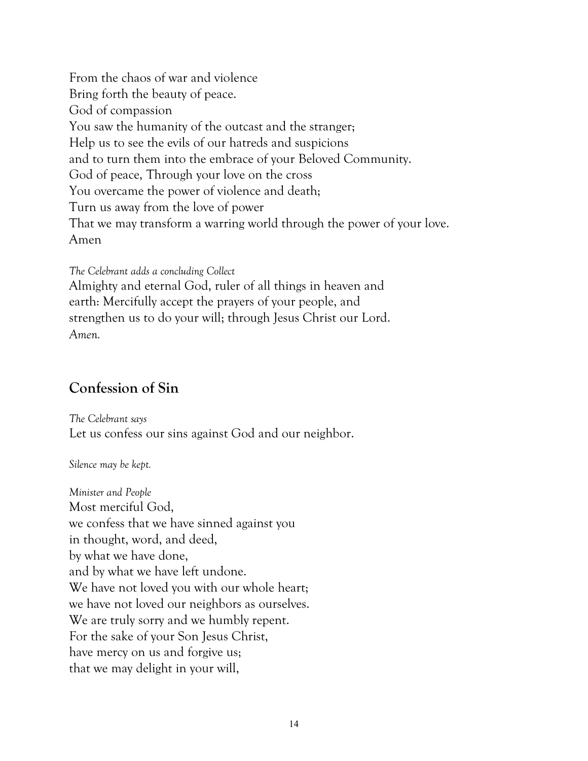From the chaos of war and violence  
Bring forth the beauty of peace.  
God of compassion  
You saw the humanity of the outcast and the stranger;  
Help us to see the evils of our hatreds and suspicions  
and to turn them into the embrace of your Beloved Community.  
God of peace, Through your love on the cross  
You overcame the power of violence and death;  
Turn us away from the love of power  
That we may transform a warring world through the power of your love.  
Amen

*The Celebrant adds a concluding Collect*  
Almighty and eternal God, ruler of all things in heaven and earth: Mercifully accept the prayers of your people, and strengthen us to do your will; through Jesus Christ our Lord. *Amen.*

## Confession of Sin

*The Celebrant says*  
Let us confess our sins against God and our neighbor.

*Silence may be kept.*

*Minister and People*  
Most merciful God,  
we confess that we have sinned against you  
in thought, word, and deed,  
by what we have done,  
and by what we have left undone.  
We have not loved you with our whole heart;  
we have not loved our neighbors as ourselves.  
We are truly sorry and we humbly repent.  
For the sake of your Son Jesus Christ,  
have mercy on us and forgive us;  
that we may delight in your will,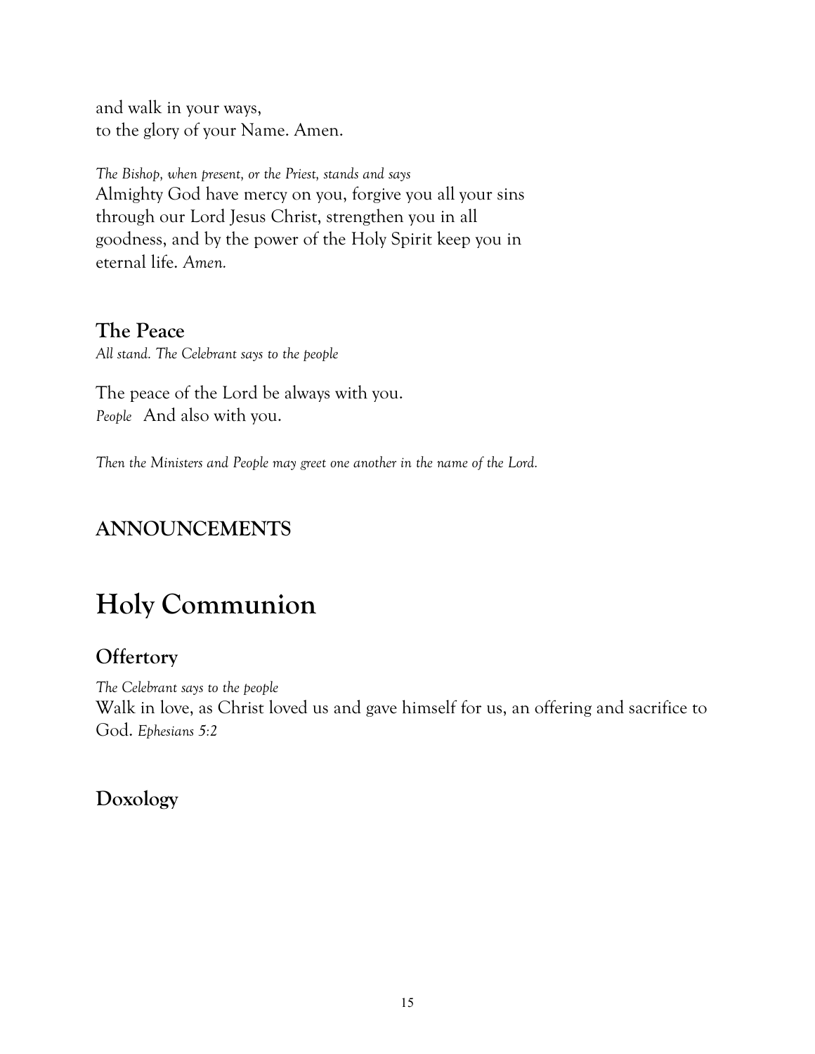and walk in your ways,  
to the glory of your Name. Amen.

*The Bishop, when present, or the Priest, stands and says*  
Almighty God have mercy on you, forgive you all your sins through our Lord Jesus Christ, strengthen you in all goodness, and by the power of the Holy Spirit keep you in eternal life. *Amen.*

## The Peace

*All stand. The Celebrant says to the people*

The peace of the Lord be always with you.  
*People* And also with you.

*Then the Ministers and People may greet one another in the name of the Lord.*

## ANNOUNCEMENTS

# Holy Communion

## Offertory

*The Celebrant says to the people*  
Walk in love, as Christ loved us and gave himself for us, an offering and sacrifice to God. *Ephesians 5:2*

## Doxology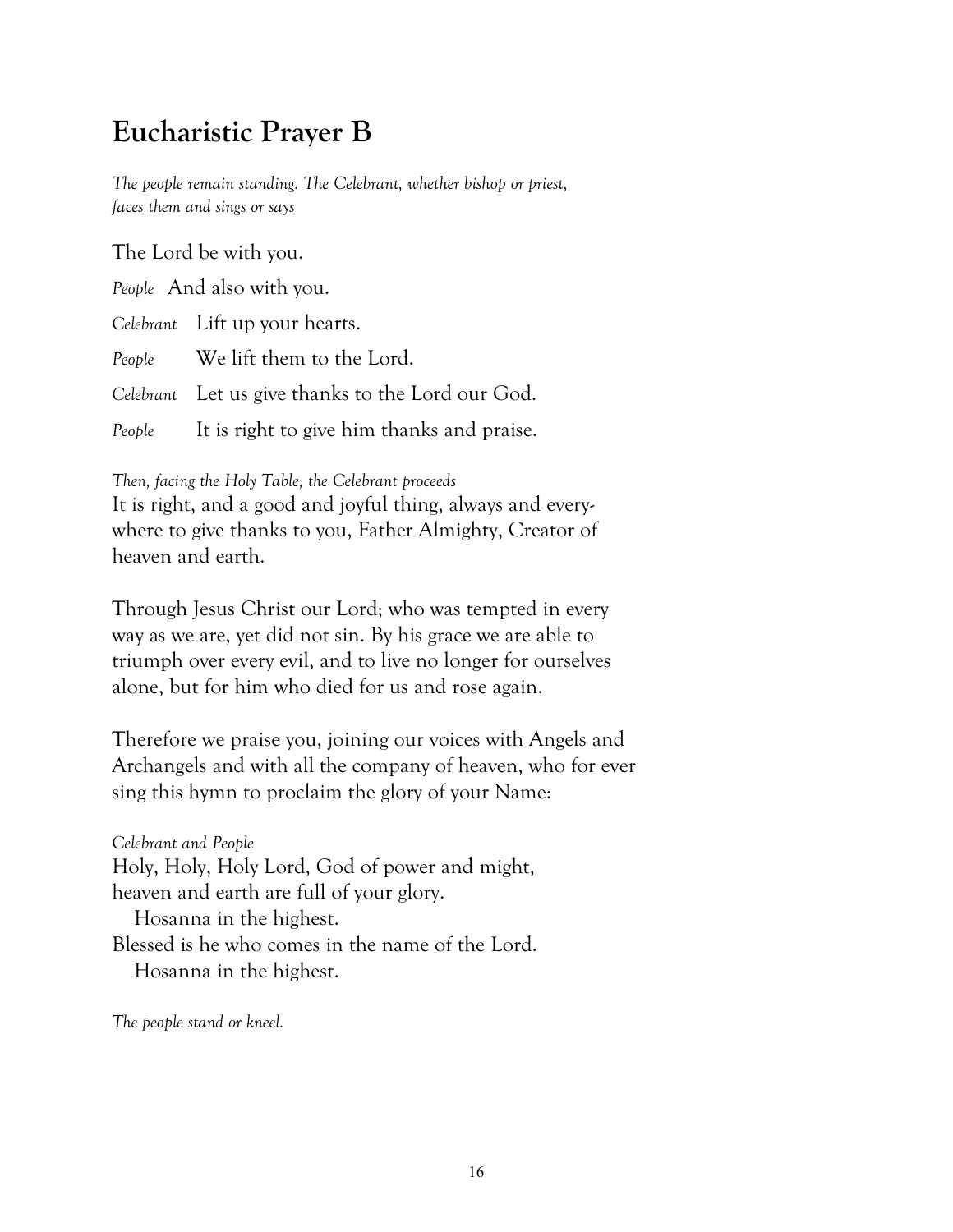# Eucharistic Prayer B

*The people remain standing. The Celebrant, whether bishop or priest, faces them and sings or says*

The Lord be with you.

*People* And also with you.

*Celebrant* Lift up your hearts.

*People* We lift them to the Lord.

*Celebrant* Let us give thanks to the Lord our God.

*People* It is right to give him thanks and praise.

*Then, facing the Holy Table, the Celebrant proceeds*

It is right, and a good and joyful thing, always and everywhere to give thanks to you, Father Almighty, Creator of heaven and earth.

Through Jesus Christ our Lord; who was tempted in every way as we are, yet did not sin. By his grace we are able to triumph over every evil, and to live no longer for ourselves alone, but for him who died for us and rose again.

Therefore we praise you, joining our voices with Angels and Archangels and with all the company of heaven, who for ever sing this hymn to proclaim the glory of your Name:

*Celebrant and People*

Holy, Holy, Holy Lord, God of power and might,
heaven and earth are full of your glory.
  Hosanna in the highest.
Blessed is he who comes in the name of the Lord.
  Hosanna in the highest.

*The people stand or kneel.*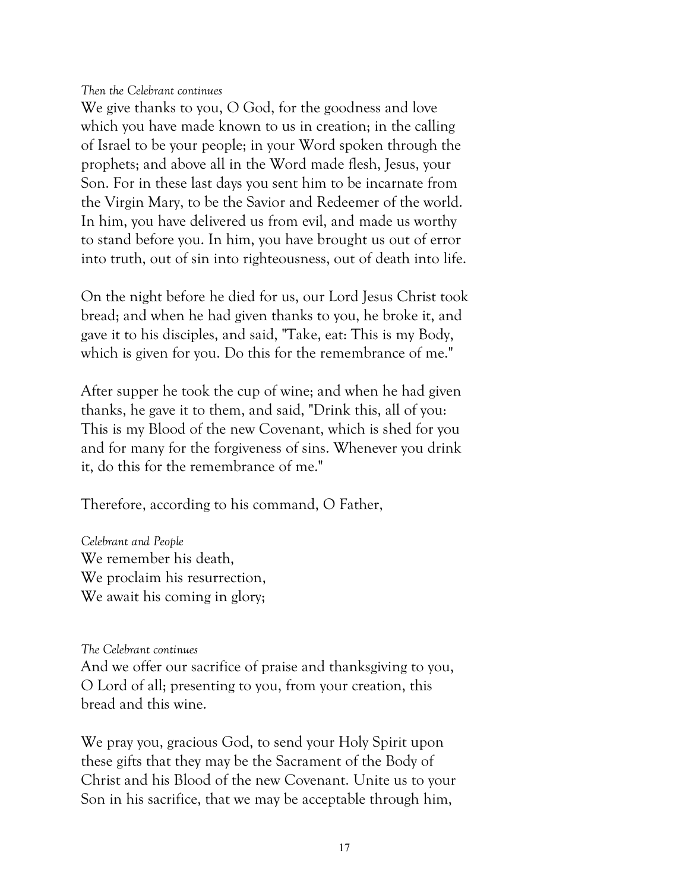*Then the Celebrant continues*

We give thanks to you, O God, for the goodness and love which you have made known to us in creation; in the calling of Israel to be your people; in your Word spoken through the prophets; and above all in the Word made flesh, Jesus, your Son. For in these last days you sent him to be incarnate from the Virgin Mary, to be the Savior and Redeemer of the world. In him, you have delivered us from evil, and made us worthy to stand before you. In him, you have brought us out of error into truth, out of sin into righteousness, out of death into life.

On the night before he died for us, our Lord Jesus Christ took bread; and when he had given thanks to you, he broke it, and gave it to his disciples, and said, "Take, eat: This is my Body, which is given for you. Do this for the remembrance of me."

After supper he took the cup of wine; and when he had given thanks, he gave it to them, and said, "Drink this, all of you: This is my Blood of the new Covenant, which is shed for you and for many for the forgiveness of sins. Whenever you drink it, do this for the remembrance of me."

Therefore, according to his command, O Father,

*Celebrant and People*

We remember his death,
We proclaim his resurrection,
We await his coming in glory;

*The Celebrant continues*

And we offer our sacrifice of praise and thanksgiving to you, O Lord of all; presenting to you, from your creation, this bread and this wine.

We pray you, gracious God, to send your Holy Spirit upon these gifts that they may be the Sacrament of the Body of Christ and his Blood of the new Covenant. Unite us to your Son in his sacrifice, that we may be acceptable through him,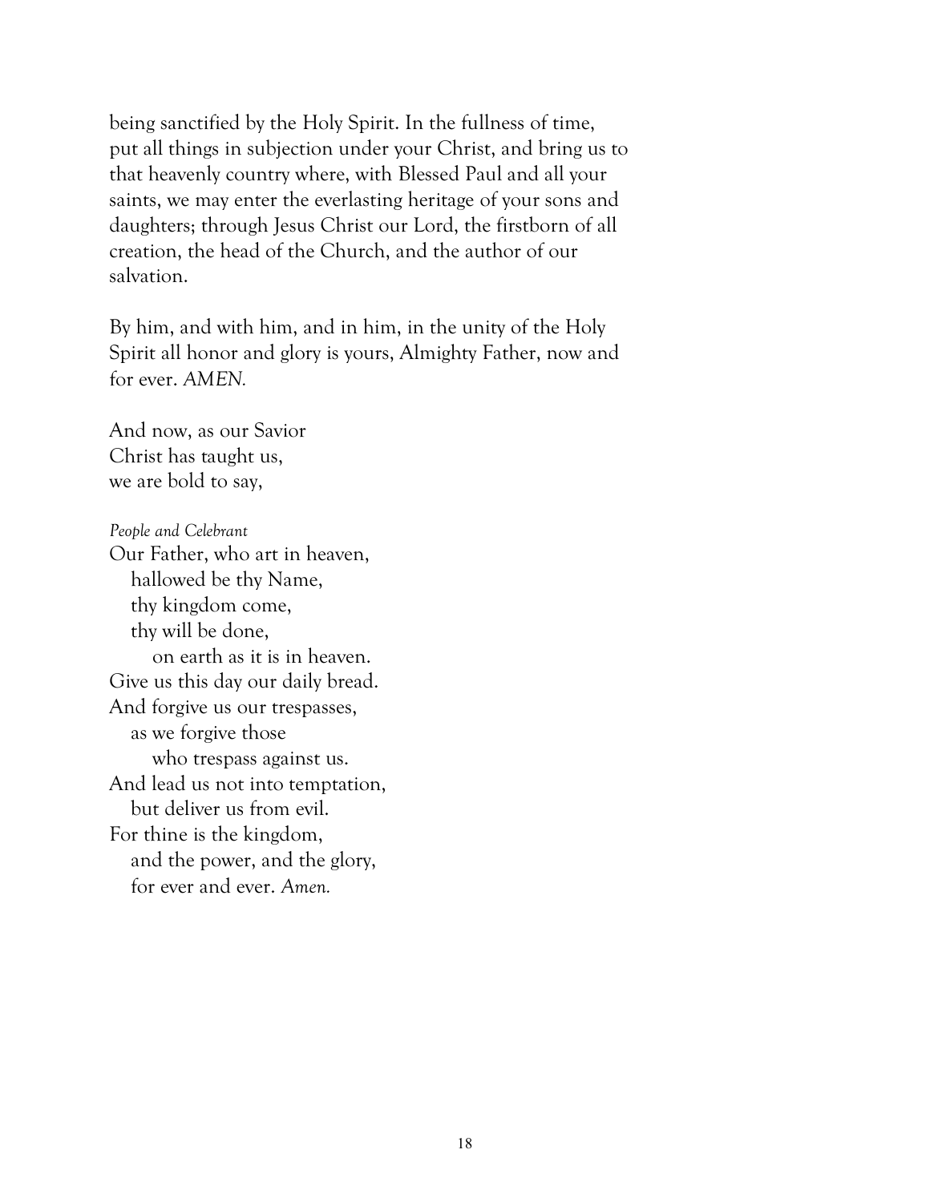being sanctified by the Holy Spirit. In the fullness of time, put all things in subjection under your Christ, and bring us to that heavenly country where, with Blessed Paul and all your saints, we may enter the everlasting heritage of your sons and daughters; through Jesus Christ our Lord, the firstborn of all creation, the head of the Church, and the author of our salvation.

By him, and with him, and in him, in the unity of the Holy Spirit all honor and glory is yours, Almighty Father, now and for ever. *AMEN.*

And now, as our Savior  
Christ has taught us,  
we are bold to say,

*People and Celebrant*

Our Father, who art in heaven,  
  hallowed be thy Name,  
  thy kingdom come,  
  thy will be done,  
    on earth as it is in heaven.  
Give us this day our daily bread.  
And forgive us our trespasses,  
  as we forgive those  
    who trespass against us.  
And lead us not into temptation,  
  but deliver us from evil.  
For thine is the kingdom,  
  and the power, and the glory,  
  for ever and ever. *Amen.*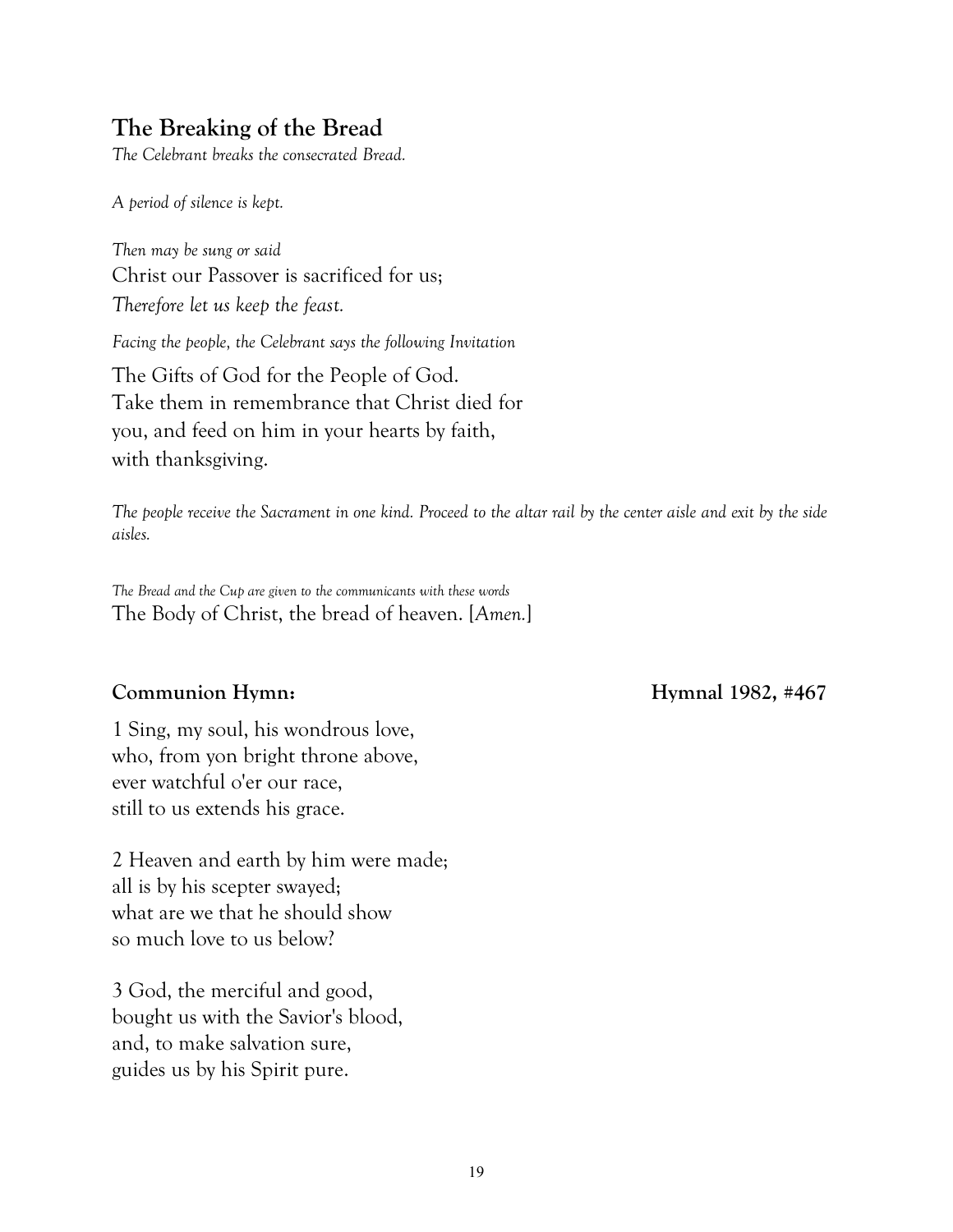## The Breaking of the Bread

*The Celebrant breaks the consecrated Bread.*

*A period of silence is kept.*

*Then may be sung or said*
Christ our Passover is sacrificed for us;
*Therefore let us keep the feast.*

*Facing the people, the Celebrant says the following Invitation*

The Gifts of God for the People of God.
Take them in remembrance that Christ died for you, and feed on him in your hearts by faith, with thanksgiving.

*The people receive the Sacrament in one kind. Proceed to the altar rail by the center aisle and exit by the side aisles.*

*The Bread and the Cup are given to the communicants with these words*
The Body of Christ, the bread of heaven. [*Amen.*]

**Communion Hymn:** **Hymnal 1982, #467**

1 Sing, my soul, his wondrous love,
who, from yon bright throne above,
ever watchful o'er our race,
still to us extends his grace.

2 Heaven and earth by him were made;
all is by his scepter swayed;
what are we that he should show
so much love to us below?

3 God, the merciful and good,
bought us with the Savior's blood,
and, to make salvation sure,
guides us by his Spirit pure.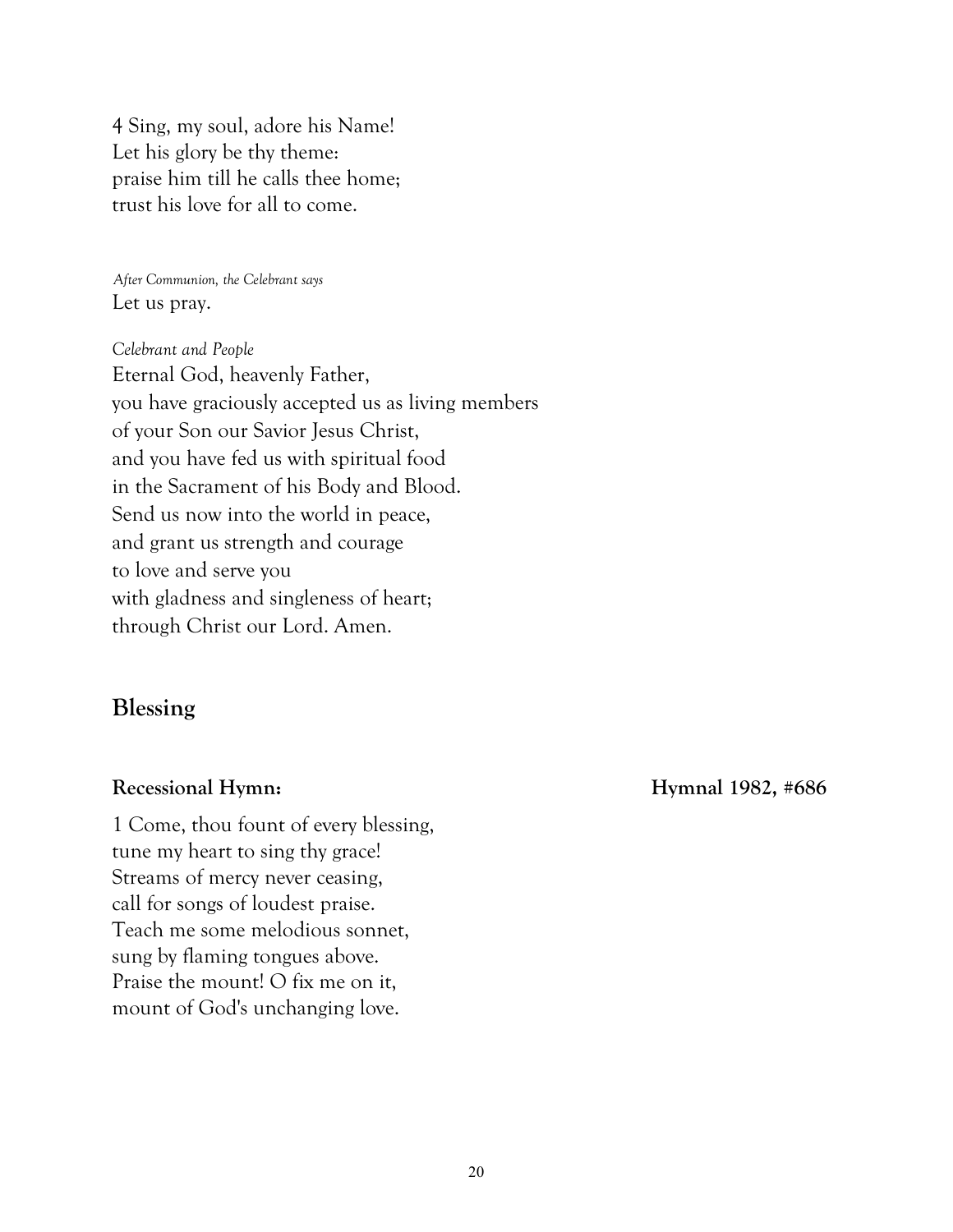4 Sing, my soul, adore his Name!
Let his glory be thy theme:
praise him till he calls thee home;
trust his love for all to come.

*After Communion, the Celebrant says*
Let us pray.

*Celebrant and People*
Eternal God, heavenly Father,
you have graciously accepted us as living members
of your Son our Savior Jesus Christ,
and you have fed us with spiritual food
in the Sacrament of his Body and Blood.
Send us now into the world in peace,
and grant us strength and courage
to love and serve you
with gladness and singleness of heart;
through Christ our Lord. Amen.

## Blessing

**Recessional Hymn:** **Hymnal 1982, #686**

1 Come, thou fount of every blessing,
tune my heart to sing thy grace!
Streams of mercy never ceasing,
call for songs of loudest praise.
Teach me some melodious sonnet,
sung by flaming tongues above.
Praise the mount! O fix me on it,
mount of God's unchanging love.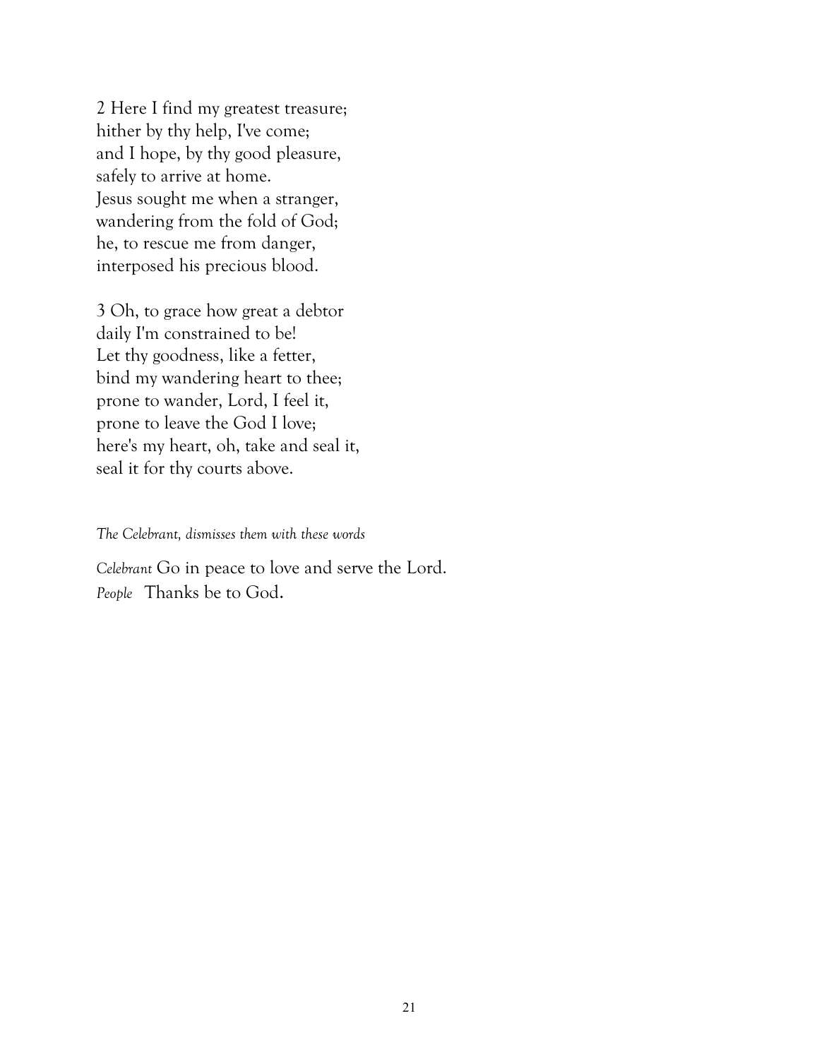2 Here I find my greatest treasure;
hither by thy help, I've come;
and I hope, by thy good pleasure,
safely to arrive at home.
Jesus sought me when a stranger,
wandering from the fold of God;
he, to rescue me from danger,
interposed his precious blood.

3 Oh, to grace how great a debtor
daily I'm constrained to be!
Let thy goodness, like a fetter,
bind my wandering heart to thee;
prone to wander, Lord, I feel it,
prone to leave the God I love;
here's my heart, oh, take and seal it,
seal it for thy courts above.

*The Celebrant, dismisses them with these words*

*Celebrant* Go in peace to love and serve the Lord.
*People* Thanks be to God.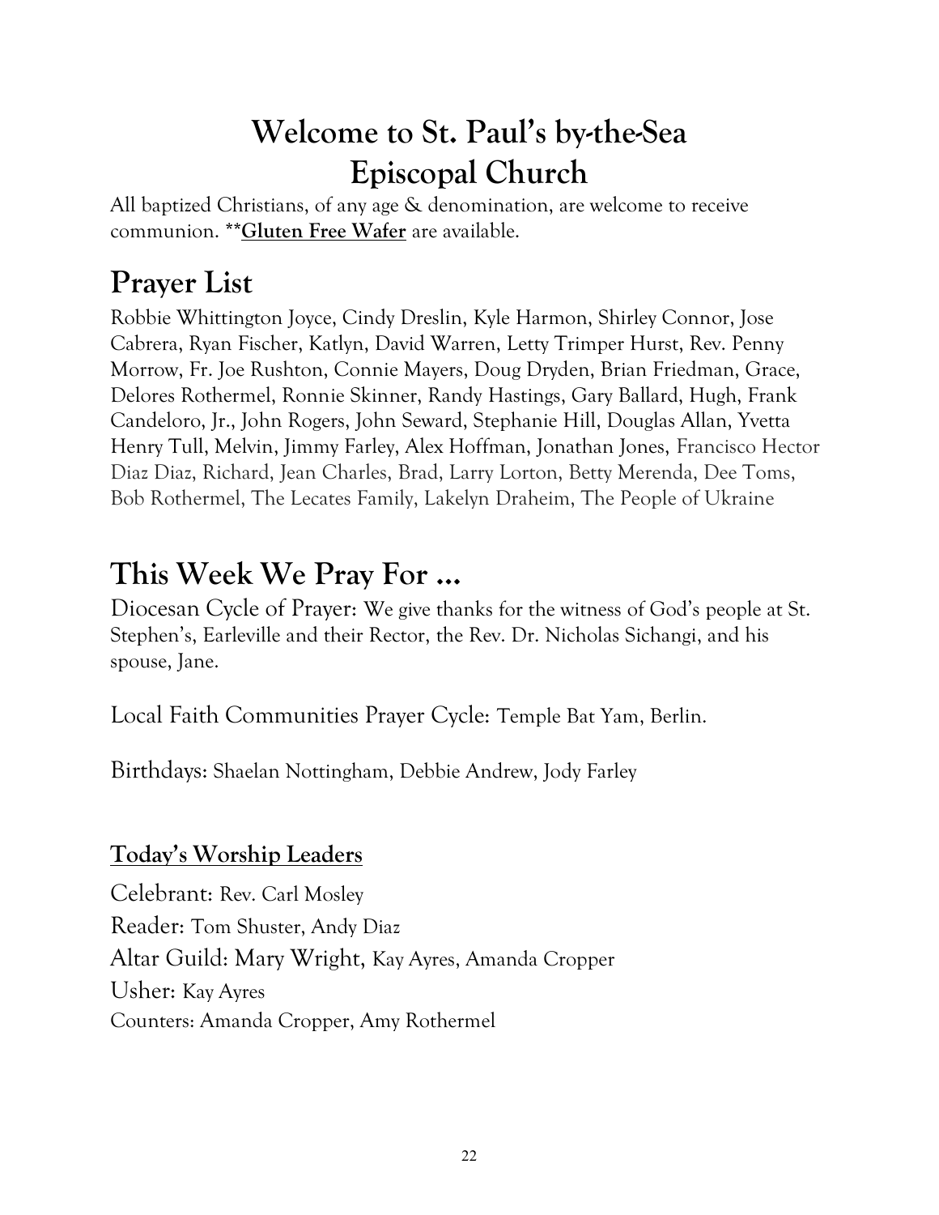# Welcome to St. Paul's by-the-Sea Episcopal Church

All baptized Christians, of any age & denomination, are welcome to receive communion. ****Gluten Free Wafer** are available.

## Prayer List

Robbie Whittington Joyce, Cindy Dreslin, Kyle Harmon, Shirley Connor, Jose Cabrera, Ryan Fischer, Katlyn, David Warren, Letty Trimper Hurst, Rev. Penny Morrow, Fr. Joe Rushton, Connie Mayers, Doug Dryden, Brian Friedman, Grace, Delores Rothermel, Ronnie Skinner, Randy Hastings, Gary Ballard, Hugh, Frank Candeloro, Jr., John Rogers, John Seward, Stephanie Hill, Douglas Allan, Yvetta Henry Tull, Melvin, Jimmy Farley, Alex Hoffman, Jonathan Jones, Francisco Hector Diaz Diaz, Richard, Jean Charles, Brad, Larry Lorton, Betty Merenda, Dee Toms, Bob Rothermel, The Lecates Family, Lakelyn Draheim, The People of Ukraine

## This Week We Pray For ...

Diocesan Cycle of Prayer: We give thanks for the witness of God's people at St. Stephen's, Earleville and their Rector, the Rev. Dr. Nicholas Sichangi, and his spouse, Jane.

Local Faith Communities Prayer Cycle: Temple Bat Yam, Berlin.

Birthdays: Shaelan Nottingham, Debbie Andrew, Jody Farley

### Today's Worship Leaders

Celebrant: Rev. Carl Mosley
Reader: Tom Shuster, Andy Diaz
Altar Guild: Mary Wright, Kay Ayres, Amanda Cropper
Usher: Kay Ayres
Counters: Amanda Cropper, Amy Rothermel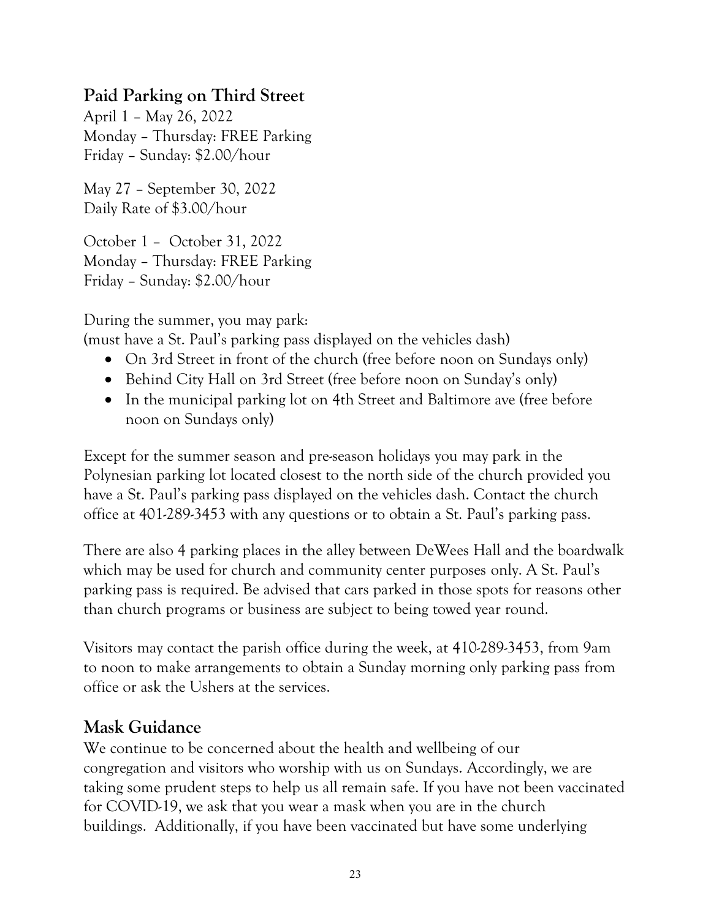## Paid Parking on Third Street

April 1 – May 26, 2022
Monday – Thursday: FREE Parking
Friday – Sunday: $2.00/hour

May 27 – September 30, 2022
Daily Rate of $3.00/hour

October 1 – October 31, 2022
Monday – Thursday: FREE Parking
Friday – Sunday: $2.00/hour

During the summer, you may park:
(must have a St. Paul's parking pass displayed on the vehicles dash)

- On 3rd Street in front of the church (free before noon on Sundays only)
- Behind City Hall on 3rd Street (free before noon on Sunday's only)
- In the municipal parking lot on 4th Street and Baltimore ave (free before noon on Sundays only)

Except for the summer season and pre-season holidays you may park in the Polynesian parking lot located closest to the north side of the church provided you have a St. Paul's parking pass displayed on the vehicles dash. Contact the church office at 401-289-3453 with any questions or to obtain a St. Paul's parking pass.

There are also 4 parking places in the alley between DeWees Hall and the boardwalk which may be used for church and community center purposes only. A St. Paul's parking pass is required. Be advised that cars parked in those spots for reasons other than church programs or business are subject to being towed year round.

Visitors may contact the parish office during the week, at 410-289-3453, from 9am to noon to make arrangements to obtain a Sunday morning only parking pass from office or ask the Ushers at the services.

## Mask Guidance

We continue to be concerned about the health and wellbeing of our congregation and visitors who worship with us on Sundays. Accordingly, we are taking some prudent steps to help us all remain safe. If you have not been vaccinated for COVID-19, we ask that you wear a mask when you are in the church buildings. Additionally, if you have been vaccinated but have some underlying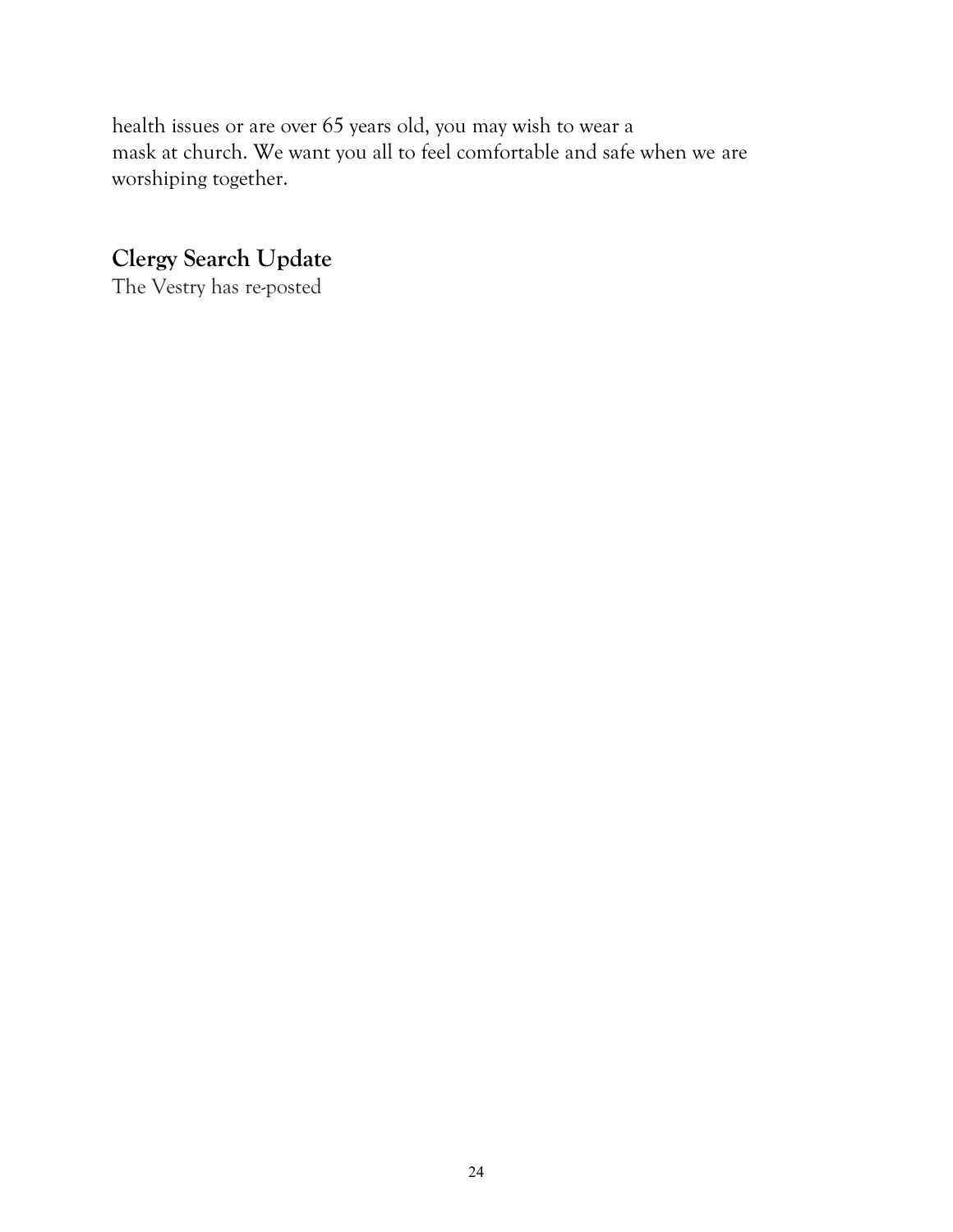health issues or are over 65 years old, you may wish to wear a mask at church. We want you all to feel comfortable and safe when we are worshiping together.

## Clergy Search Update

The Vestry has re-posted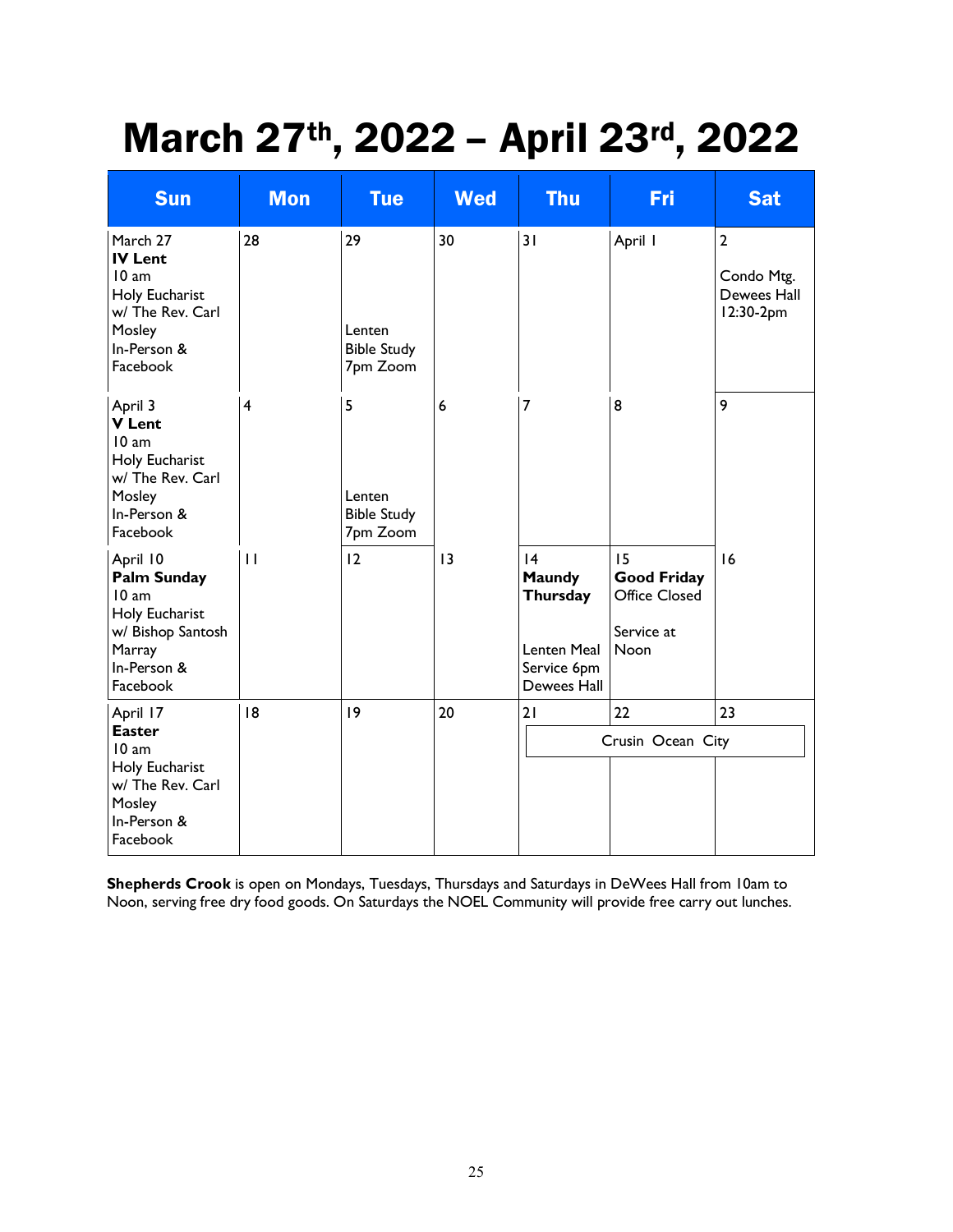# March 27th, 2022 – April 23rd, 2022

| Sun | Mon | Tue | Wed | Thu | Fri | Sat |
|---|---|---|---|---|---|---|
| March 27 **IV Lent** 10 am Holy Eucharist w/ The Rev. Carl Mosley In-Person & Facebook | 28 | 29 Lenten Bible Study 7pm Zoom | 30 | 31 | April 1 | 2 Condo Mtg. Dewees Hall 12:30-2pm |
| April 3 **V Lent** 10 am Holy Eucharist w/ The Rev. Carl Mosley In-Person & Facebook | 4 | 5 Lenten Bible Study 7pm Zoom | 6 | 7 | 8 | 9 |
| April 10 **Palm Sunday** 10 am Holy Eucharist w/ Bishop Santosh Marray In-Person & Facebook | 11 | 12 | 13 | 14 **Maundy Thursday** Lenten Meal Service 6pm Dewees Hall | 15 **Good Friday** Office Closed Service at Noon | 16 |
| April 17 **Easter** 10 am Holy Eucharist w/ The Rev. Carl Mosley In-Person & Facebook | 18 | 19 | 20 | 21 Crusin Ocean City | 22 Crusin Ocean City | 23 Crusin Ocean City |

**Shepherds Crook** is open on Mondays, Tuesdays, Thursdays and Saturdays in DeWees Hall from 10am to Noon, serving free dry food goods. On Saturdays the NOEL Community will provide free carry out lunches.